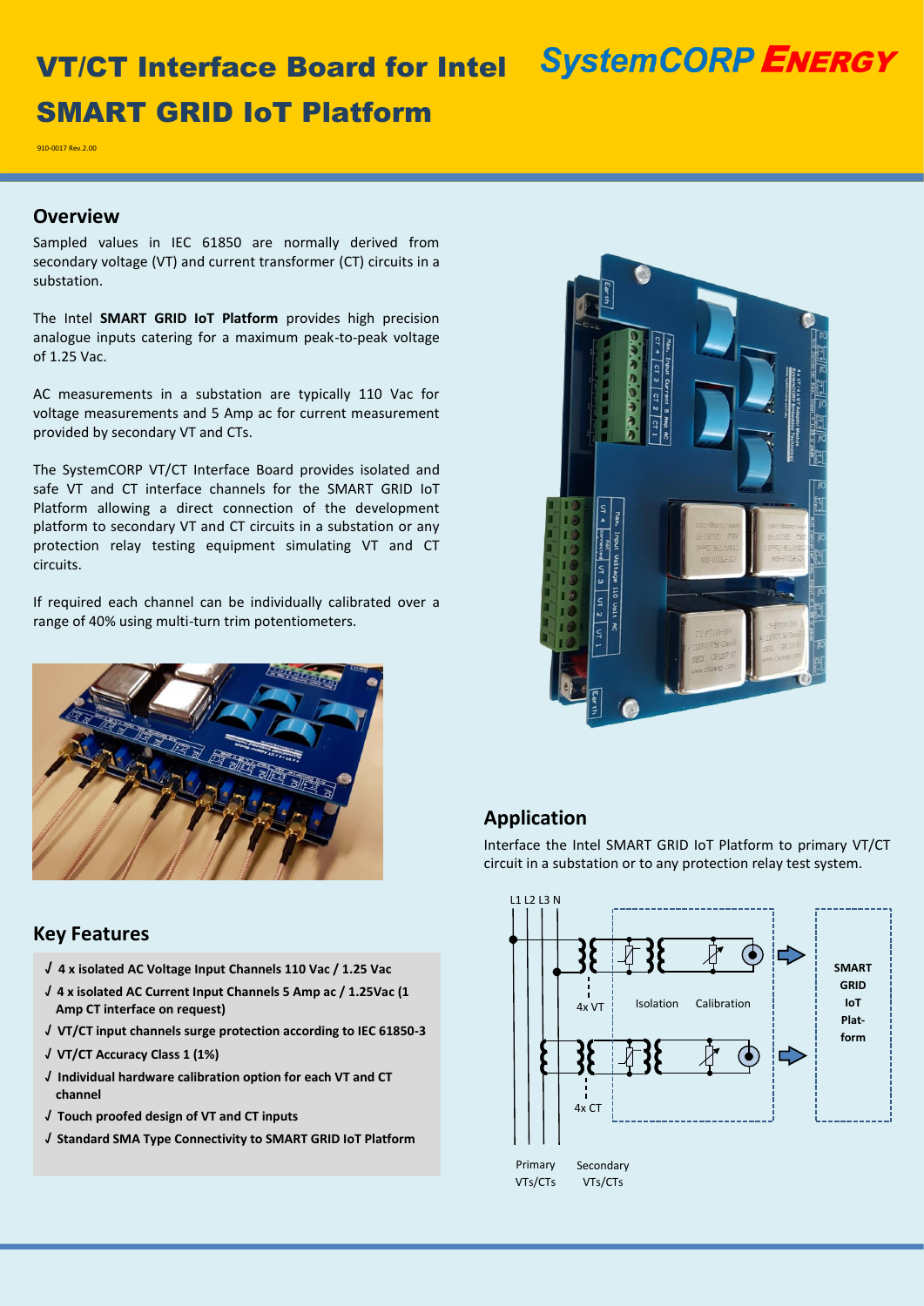# VT/CT Interface Board for Intel SMART GRID IoT Platform

SystemCORP ENERGY

910-0017 Rev.2.00

## Overview

Sampled values in IEC 61850 are normally derived from secondary voltage (VT) and current transformer (CT) circuits in a substation.

The Intel **SMART GRID IoT Platform** provides high precision analogue inputs catering for a maximum peak-to-peak voltage of 1.25 Vac.

AC measurements in a substation are typically 110 Vac for voltage measurements and 5 Amp ac for current measurement provided by secondary VT and CTs.

The SystemCORP VT/CT Interface Board provides isolated and safe VT and CT interface channels for the SMART GRID IoT Platform allowing a direct connection of the development platform to secondary VT and CT circuits in a substation or any protection relay testing equipment simulating VT and CT circuits.

If required each channel can be individually calibrated over a range of 40% using multi-turn trim potentiometers.

## Key Features

- √ **4 x isolated AC Voltage Input Channels 110 Vac / 1.25 Vac**
- √ **4 x isolated AC Current Input Channels 5 Amp ac / 1.25Vac (1 Amp CT interface on request)**
- √ **VT/CT input channels surge protection according to IEC 61850-3**
- √ **VT/CT Accuracy Class 1 (1%)**
- √ **Individual hardware calibration option for each VT and CT channel**
- √ **Touch proofed design of VT and CT inputs**
- √ **Standard SMA Type Connectivity to SMART GRID IoT Platform**

## Application

Interface the Intel SMART GRID IoT Platform to primary VT/CT circuit in a substation or to any protection relay test system.

L1 L2 L3 N

4x VT | Isolation | Calibration | SMART GRID IoT Platform

4x CT

Primary VTs/CTs | Secondary VTs/CTs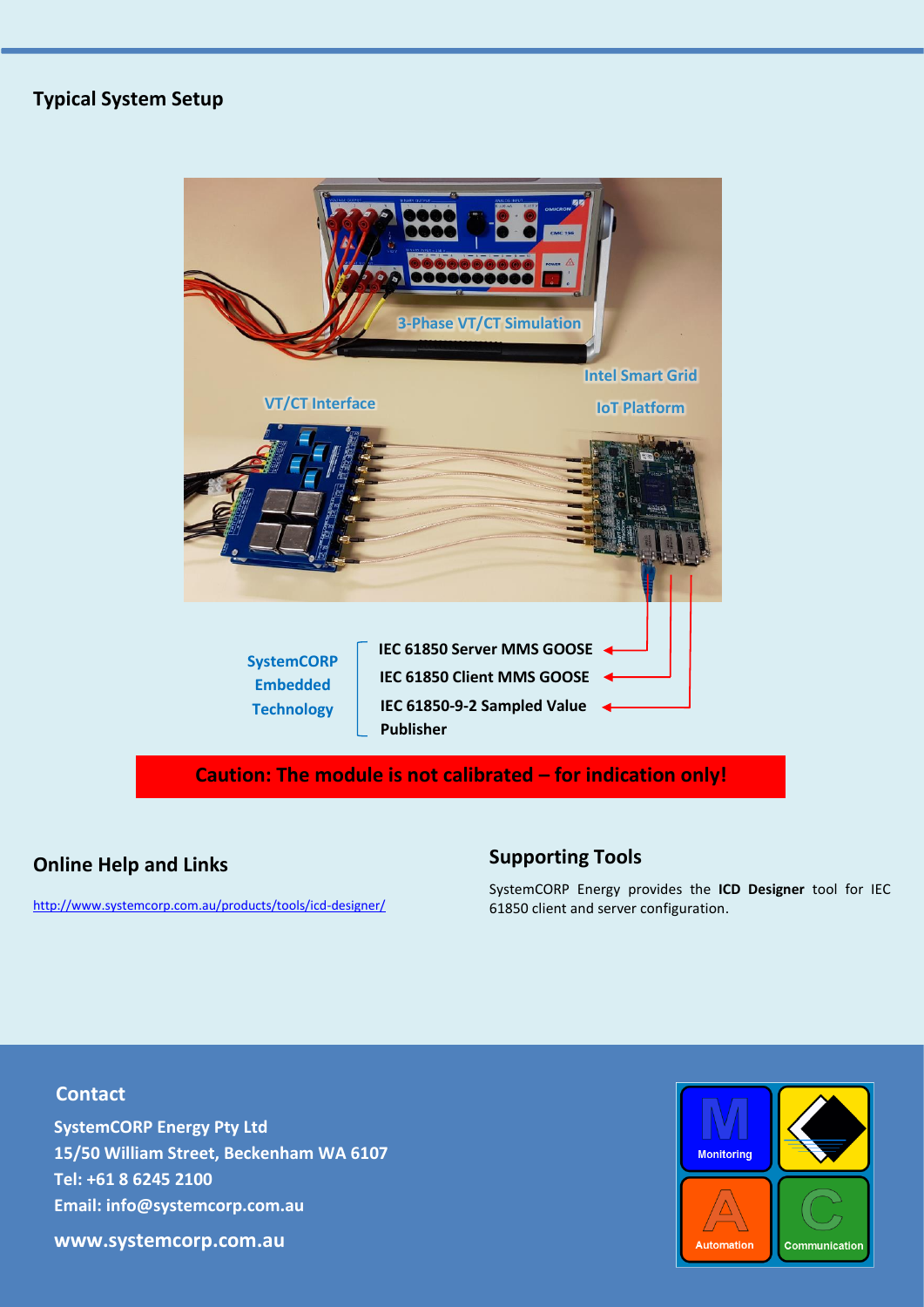## Typical System Setup

3-Phase VT/CT Simulation

VT/CT Interface

Intel Smart Grid IoT Platform

SystemCORP Embedded Technology

- IEC 61850 Server MMS GOOSE
- IEC 61850 Client MMS GOOSE
- IEC 61850-9-2 Sampled Value Publisher

**Caution: The module is not calibrated – for indication only!**

## Online Help and Links

http://www.systemcorp.com.au/products/tools/icd-designer/

## Supporting Tools

SystemCORP Energy provides the **ICD Designer** tool for IEC 61850 client and server configuration.

## Contact

**SystemCORP Energy Pty Ltd**
**15/50 William Street, Beckenham WA 6107**
**Tel: +61 8 6245 2100**
**Email: info@systemcorp.com.au**

**www.systemcorp.com.au**

Monitoring
Automation
Communication